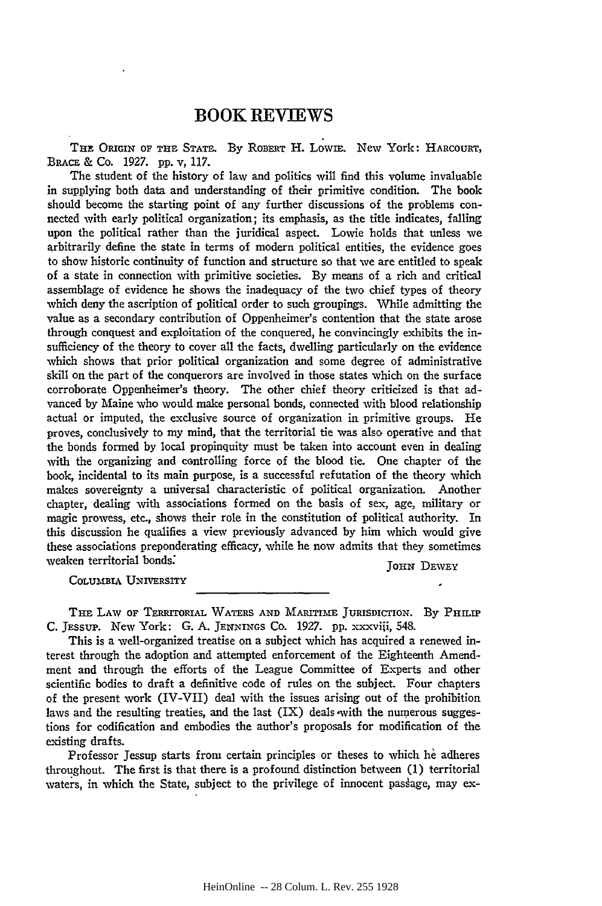# BOOK REVIEWS

THE ORIGIN OF THE STATE. By ROBERT H. LOWIE. New York: HARCOURT, BRACE & Co. 1927. pp. v, 117.

The student of the history of law and politics will find this volume invaluable in supplying both data and understanding of their primitive condition. The book should become the starting point of any further discussions of the problems connected with early political organization; its emphasis, as the title indicates, falling upon the political rather than the juridical aspect. Lowie holds that unless we arbitrarily define the state in terms of modern political entities, the evidence goes to show historic continuity of function and structure so that we are entitled to speak of a state in connection with primitive societies. By means of a rich and critical assemblage of evidence he shows the inadequacy of the two chief types of theory which deny the ascription of political order to such groupings. While admitting the value as a secondary contribution of Oppenheimer's contention that the state arose through conquest and exploitation of the conquered, he convincingly exhibits the insufficiency of the theory to cover all the facts, dwelling particularly on the evidence which shows that prior political organization and some degree of administrative skill on the part of the conquerors are involved in those states which on the surface corroborate Oppenheimer's theory. The other chief theory criticized is that advanced by Maine who would make personal bonds, connected with blood relationship actual or imputed, the exclusive source of organization in primitive groups. He proves, conclusively to my mind, that the territorial tie was also operative and that the bonds formed by local propinquity must be taken into account even in dealing with the organizing and controlling force of the blood tie. One chapter of the book, incidental to its main purpose, is a successful refutation of the theory which makes sovereignty a universal characteristic of political organization. Another chapter, dealing with associations formed on the basis of sex, age, military or magic prowess, etc., shows their role in the constitution of political authority. In this discussion he qualifies a view previously advanced by him which would give these associations preponderating efficacy, while he now admits that they sometimes weaken territorial bonds.

JOHN DEWEY

COLUMBIA UNIVERSITY

---

THE LAW OF TERRITORIAL WATERS AND MARITIME JURISDICTION. By PHILIP C. JESSUP. New York: G. A. JENNINGS Co. 1927. pp. xxxviii, 548.

This is a well-organized treatise on a subject which has acquired a renewed interest through the adoption and attempted enforcement of the Eighteenth Amendment and through the efforts of the League Committee of Experts and other scientific bodies to draft a definitive code of rules on the subject. Four chapters of the present work (IV-VII) deal with the issues arising out of the prohibition laws and the resulting treaties, and the last (IX) deals with the numerous suggestions for codification and embodies the author's proposals for modification of the existing drafts.

Professor Jessup starts from certain principles or theses to which he adheres throughout. The first is that there is a profound distinction between (1) territorial waters, in which the State, subject to the privilege of innocent passage, may ex-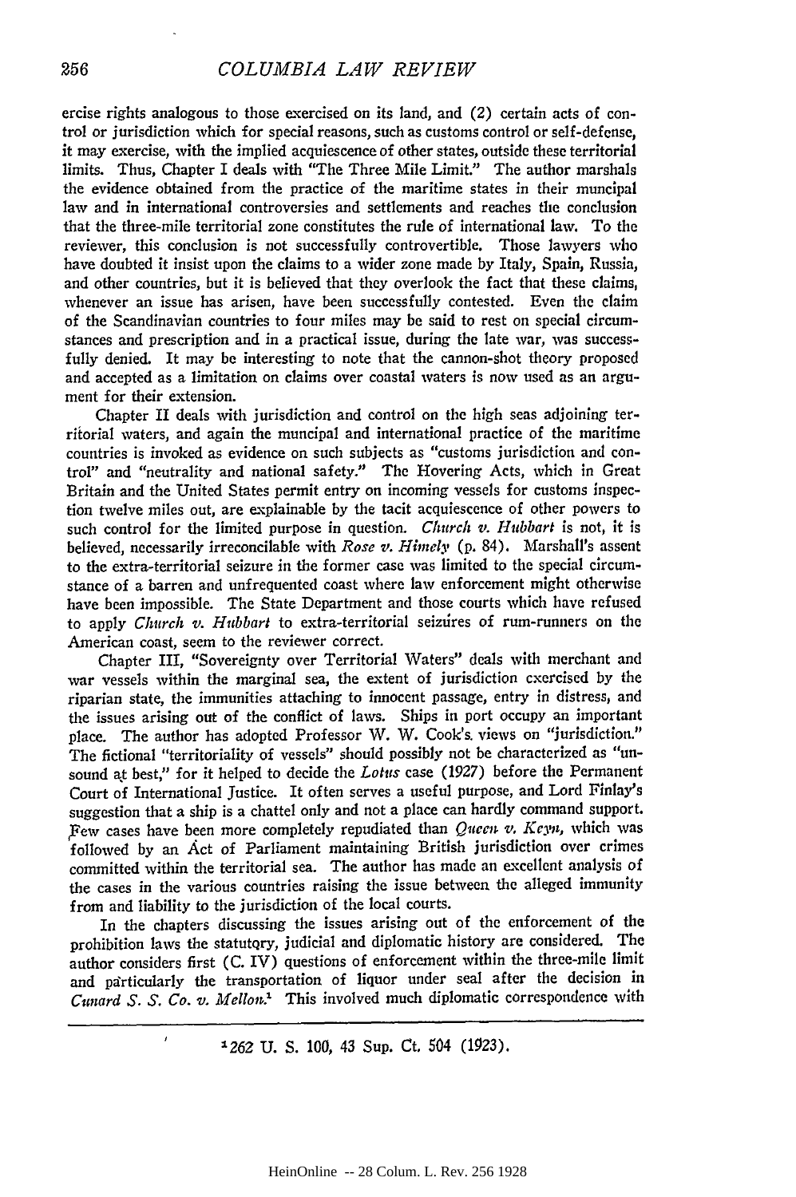ercise rights analogous to those exercised on its land, and (2) certain acts of control or jurisdiction which for special reasons, such as customs control or self-defense, it may exercise, with the implied acquiescence of other states, outside these territorial limits. Thus, Chapter I deals with "The Three Mile Limit." The author marshals the evidence obtained from the practice of the maritime states in their muncipal law and in international controversies and settlements and reaches the conclusion that the three-mile territorial zone constitutes the rule of international law. To the reviewer, this conclusion is not successfully controvertible. Those lawyers who have doubted it insist upon the claims to a wider zone made by Italy, Spain, Russia, and other countries, but it is believed that they overlook the fact that these claims, whenever an issue has arisen, have been successfully contested. Even the claim of the Scandinavian countries to four miles may be said to rest on special circumstances and prescription and in a practical issue, during the late war, was successfully denied. It may be interesting to note that the cannon-shot theory proposed and accepted as a limitation on claims over coastal waters is now used as an argument for their extension.

Chapter II deals with jurisdiction and control on the high seas adjoining territorial waters, and again the muncipal and international practice of the maritime countries is invoked as evidence on such subjects as "customs jurisdiction and control" and "neutrality and national safety." The Hovering Acts, which in Great Britain and the United States permit entry on incoming vessels for customs inspection twelve miles out, are explainable by the tacit acquiescence of other powers to such control for the limited purpose in question. *Church v. Hubbart* is not, it is believed, necessarily irreconcilable with *Rose v. Himely* (p. 84). Marshall's assent to the extra-territorial seizure in the former case was limited to the special circumstance of a barren and unfrequented coast where law enforcement might otherwise have been impossible. The State Department and those courts which have refused to apply *Church v. Hubbart* to extra-territorial seizures of rum-runners on the American coast, seem to the reviewer correct.

Chapter III, "Sovereignty over Territorial Waters" deals with merchant and war vessels within the marginal sea, the extent of jurisdiction exercised by the riparian state, the immunities attaching to innocent passage, entry in distress, and the issues arising out of the conflict of laws. Ships in port occupy an important place. The author has adopted Professor W. W. Cook's views on "jurisdiction." The fictional "territoriality of vessels" should possibly not be characterized as "unsound at best," for it helped to decide the *Lotus* case (1927) before the Permanent Court of International Justice. It often serves a useful purpose, and Lord Finlay's suggestion that a ship is a chattel only and not a place can hardly command support. Few cases have been more completely repudiated than *Queen v. Keyn*, which was followed by an Act of Parliament maintaining British jurisdiction over crimes committed within the territorial sea. The author has made an excellent analysis of the cases in the various countries raising the issue between the alleged immunity from and liability to the jurisdiction of the local courts.

In the chapters discussing the issues arising out of the enforcement of the prohibition laws the statutory, judicial and diplomatic history are considered. The author considers first (C. IV) questions of enforcement within the three-mile limit and particularly the transportation of liquor under seal after the decision in *Cunard S. S. Co. v. Mellon*.[1] This involved much diplomatic correspondence with

[1] 262 U. S. 100, 43 Sup. Ct. 504 (1923).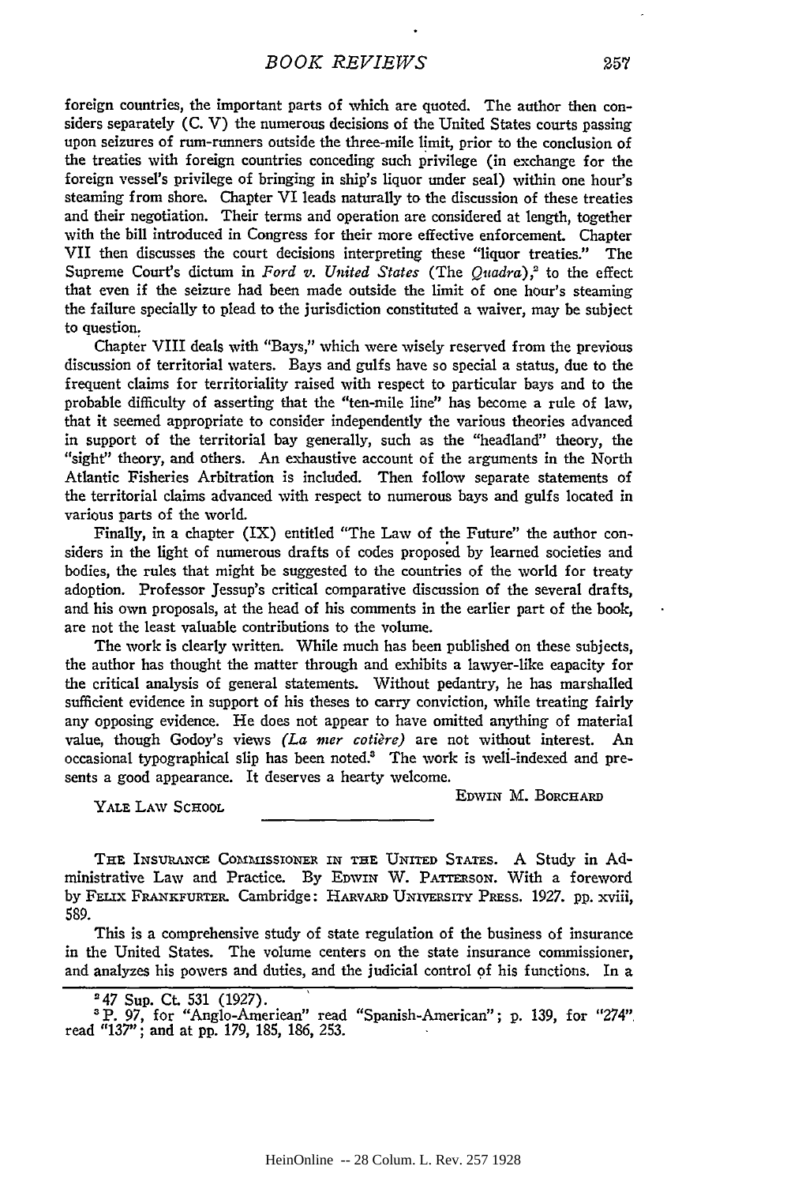foreign countries, the important parts of which are quoted. The author then considers separately (C. V) the numerous decisions of the United States courts passing upon seizures of rum-runners outside the three-mile limit, prior to the conclusion of the treaties with foreign countries conceding such privilege (in exchange for the foreign vessel's privilege of bringing in ship's liquor under seal) within one hour's steaming from shore. Chapter VI leads naturally to the discussion of these treaties and their negotiation. Their terms and operation are considered at length, together with the bill introduced in Congress for their more effective enforcement. Chapter VII then discusses the court decisions interpreting these "liquor treaties." The Supreme Court's dictum in *Ford v. United States* (The *Quadra*),[2] to the effect that even if the seizure had been made outside the limit of one hour's steaming the failure specially to plead to the jurisdiction constituted a waiver, may be subject to question.

Chapter VIII deals with "Bays," which were wisely reserved from the previous discussion of territorial waters. Bays and gulfs have so special a status, due to the frequent claims for territoriality raised with respect to particular bays and to the probable difficulty of asserting that the "ten-mile line" has become a rule of law, that it seemed appropriate to consider independently the various theories advanced in support of the territorial bay generally, such as the "headland" theory, the "sight" theory, and others. An exhaustive account of the arguments in the North Atlantic Fisheries Arbitration is included. Then follow separate statements of the territorial claims advanced with respect to numerous bays and gulfs located in various parts of the world.

Finally, in a chapter (IX) entitled "The Law of the Future" the author considers in the light of numerous drafts of codes proposed by learned societies and bodies, the rules that might be suggested to the countries of the world for treaty adoption. Professor Jessup's critical comparative discussion of the several drafts, and his own proposals, at the head of his comments in the earlier part of the book, are not the least valuable contributions to the volume.

The work is clearly written. While much has been published on these subjects, the author has thought the matter through and exhibits a lawyer-like capacity for the critical analysis of general statements. Without pedantry, he has marshalled sufficient evidence in support of his theses to carry conviction, while treating fairly any opposing evidence. He does not appear to have omitted anything of material value, though Godoy's views (*La mer cotière*) are not without interest. An occasional typographical slip has been noted.[3] The work is well-indexed and presents a good appearance. It deserves a hearty welcome.

EDWIN M. BORCHARD

YALE LAW SCHOOL

---

THE INSURANCE COMMISSIONER IN THE UNITED STATES. A Study in Administrative Law and Practice. By EDWIN W. PATTERSON. With a foreword by FELIX FRANKFURTER. Cambridge: HARVARD UNIVERSITY PRESS. 1927. pp. xviii, 589.

This is a comprehensive study of state regulation of the business of insurance in the United States. The volume centers on the state insurance commissioner, and analyzes his powers and duties, and the judicial control of his functions. In a

---

[2] 47 Sup. Ct. 531 (1927).

[3] P. 97, for "Anglo-American" read "Spanish-American"; p. 139, for "274" read "137"; and at pp. 179, 185, 186, 253.